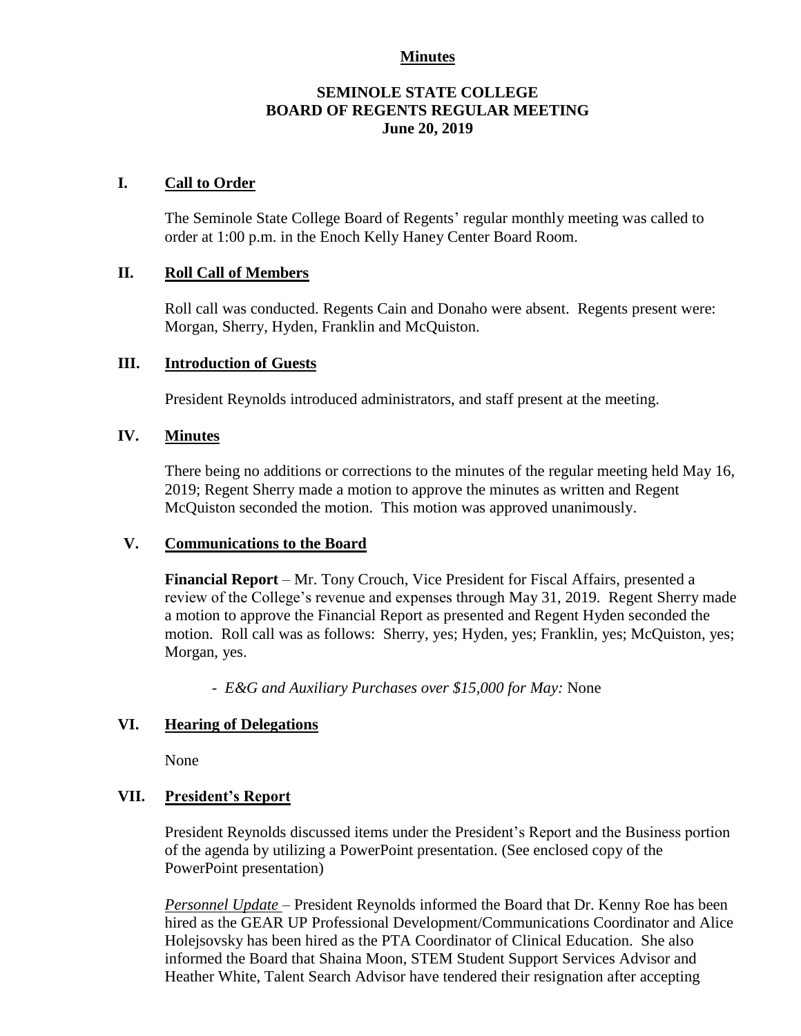**Minutes**

**SEMINOLE STATE COLLEGE**
**BOARD OF REGENTS REGULAR MEETING**
**June 20, 2019**

## I. Call to Order

The Seminole State College Board of Regents' regular monthly meeting was called to order at 1:00 p.m. in the Enoch Kelly Haney Center Board Room.

## II. Roll Call of Members

Roll call was conducted. Regents Cain and Donaho were absent. Regents present were: Morgan, Sherry, Hyden, Franklin and McQuiston.

## III. Introduction of Guests

President Reynolds introduced administrators, and staff present at the meeting.

## IV. Minutes

There being no additions or corrections to the minutes of the regular meeting held May 16, 2019; Regent Sherry made a motion to approve the minutes as written and Regent McQuiston seconded the motion. This motion was approved unanimously.

## V. Communications to the Board

**Financial Report** – Mr. Tony Crouch, Vice President for Fiscal Affairs, presented a review of the College's revenue and expenses through May 31, 2019. Regent Sherry made a motion to approve the Financial Report as presented and Regent Hyden seconded the motion. Roll call was as follows: Sherry, yes; Hyden, yes; Franklin, yes; McQuiston, yes; Morgan, yes.

- *E&G and Auxiliary Purchases over $15,000 for May:* None

## VI. Hearing of Delegations

None

## VII. President's Report

President Reynolds discussed items under the President's Report and the Business portion of the agenda by utilizing a PowerPoint presentation. (See enclosed copy of the PowerPoint presentation)

*Personnel Update* – President Reynolds informed the Board that Dr. Kenny Roe has been hired as the GEAR UP Professional Development/Communications Coordinator and Alice Holejsovsky has been hired as the PTA Coordinator of Clinical Education. She also informed the Board that Shaina Moon, STEM Student Support Services Advisor and Heather White, Talent Search Advisor have tendered their resignation after accepting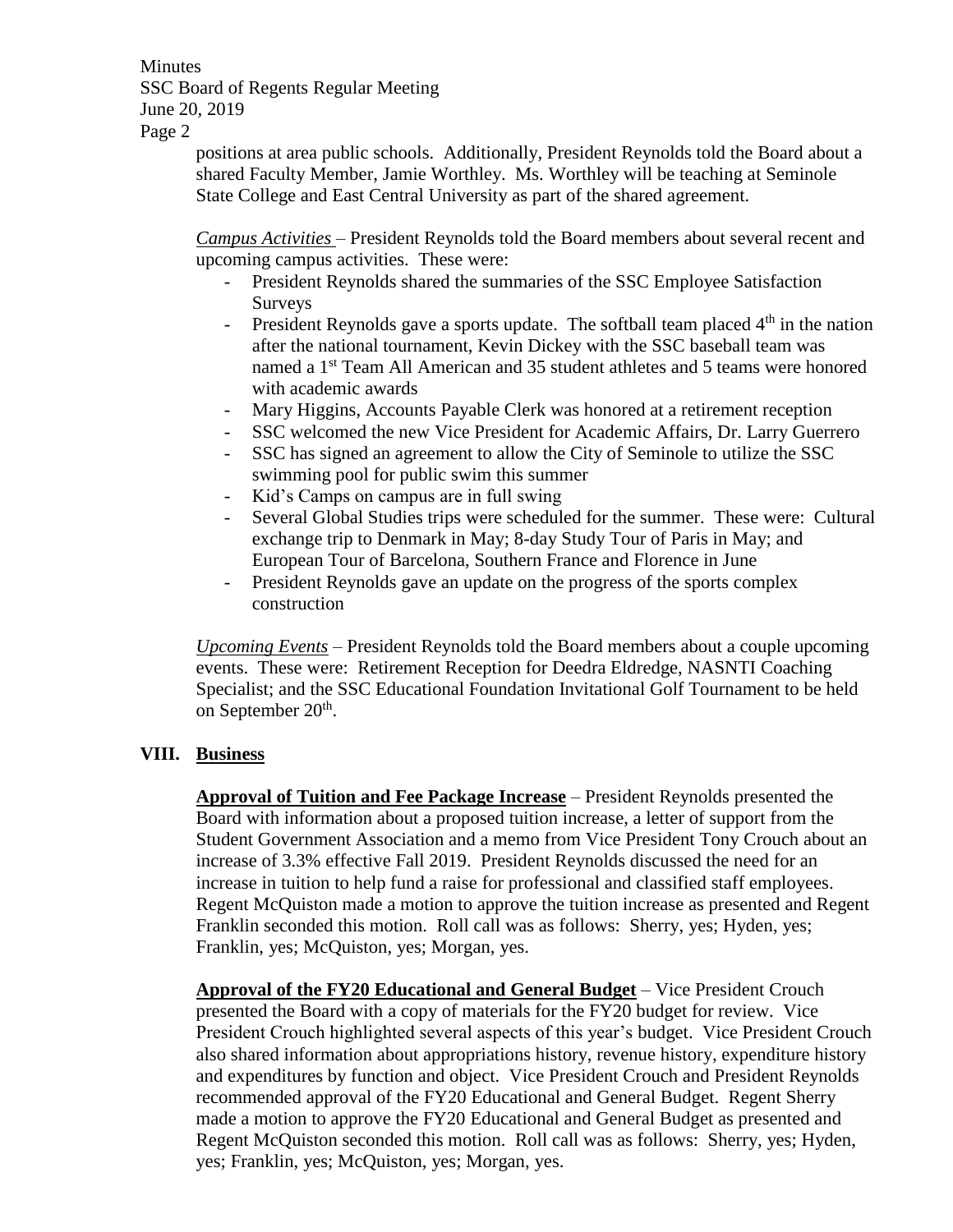positions at area public schools. Additionally, President Reynolds told the Board about a shared Faculty Member, Jamie Worthley. Ms. Worthley will be teaching at Seminole State College and East Central University as part of the shared agreement.

*Campus Activities* – President Reynolds told the Board members about several recent and upcoming campus activities. These were:

- President Reynolds shared the summaries of the SSC Employee Satisfaction Surveys
- President Reynolds gave a sports update. The softball team placed 4th in the nation after the national tournament, Kevin Dickey with the SSC baseball team was named a 1st Team All American and 35 student athletes and 5 teams were honored with academic awards
- Mary Higgins, Accounts Payable Clerk was honored at a retirement reception
- SSC welcomed the new Vice President for Academic Affairs, Dr. Larry Guerrero
- SSC has signed an agreement to allow the City of Seminole to utilize the SSC swimming pool for public swim this summer
- Kid's Camps on campus are in full swing
- Several Global Studies trips were scheduled for the summer. These were: Cultural exchange trip to Denmark in May; 8-day Study Tour of Paris in May; and European Tour of Barcelona, Southern France and Florence in June
- President Reynolds gave an update on the progress of the sports complex construction

*Upcoming Events* – President Reynolds told the Board members about a couple upcoming events. These were: Retirement Reception for Deedra Eldredge, NASNTI Coaching Specialist; and the SSC Educational Foundation Invitational Golf Tournament to be held on September 20th.

## VIII. Business

**Approval of Tuition and Fee Package Increase** – President Reynolds presented the Board with information about a proposed tuition increase, a letter of support from the Student Government Association and a memo from Vice President Tony Crouch about an increase of 3.3% effective Fall 2019. President Reynolds discussed the need for an increase in tuition to help fund a raise for professional and classified staff employees. Regent McQuiston made a motion to approve the tuition increase as presented and Regent Franklin seconded this motion. Roll call was as follows: Sherry, yes; Hyden, yes; Franklin, yes; McQuiston, yes; Morgan, yes.

**Approval of the FY20 Educational and General Budget** – Vice President Crouch presented the Board with a copy of materials for the FY20 budget for review. Vice President Crouch highlighted several aspects of this year's budget. Vice President Crouch also shared information about appropriations history, revenue history, expenditure history and expenditures by function and object. Vice President Crouch and President Reynolds recommended approval of the FY20 Educational and General Budget. Regent Sherry made a motion to approve the FY20 Educational and General Budget as presented and Regent McQuiston seconded this motion. Roll call was as follows: Sherry, yes; Hyden, yes; Franklin, yes; McQuiston, yes; Morgan, yes.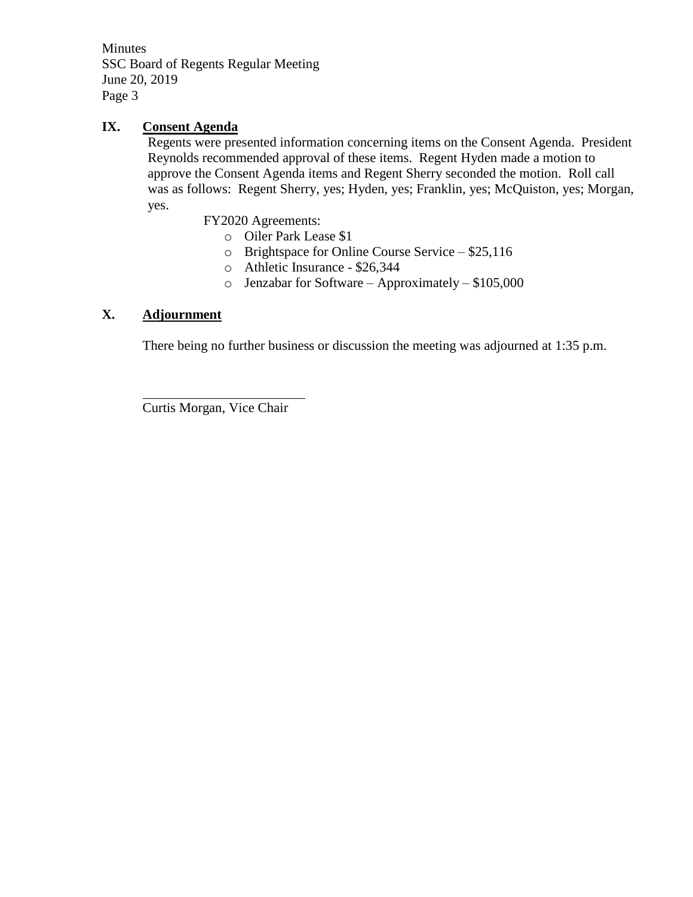## IX. Consent Agenda

Regents were presented information concerning items on the Consent Agenda. President Reynolds recommended approval of these items. Regent Hyden made a motion to approve the Consent Agenda items and Regent Sherry seconded the motion. Roll call was as follows: Regent Sherry, yes; Hyden, yes; Franklin, yes; McQuiston, yes; Morgan, yes.

FY2020 Agreements:

- Oiler Park Lease $1
- Brightspace for Online Course Service – $25,116
- Athletic Insurance - $26,344
- Jenzabar for Software – Approximately – $105,000

## X. Adjournment

There being no further business or discussion the meeting was adjourned at 1:35 p.m.

Curtis Morgan, Vice Chair